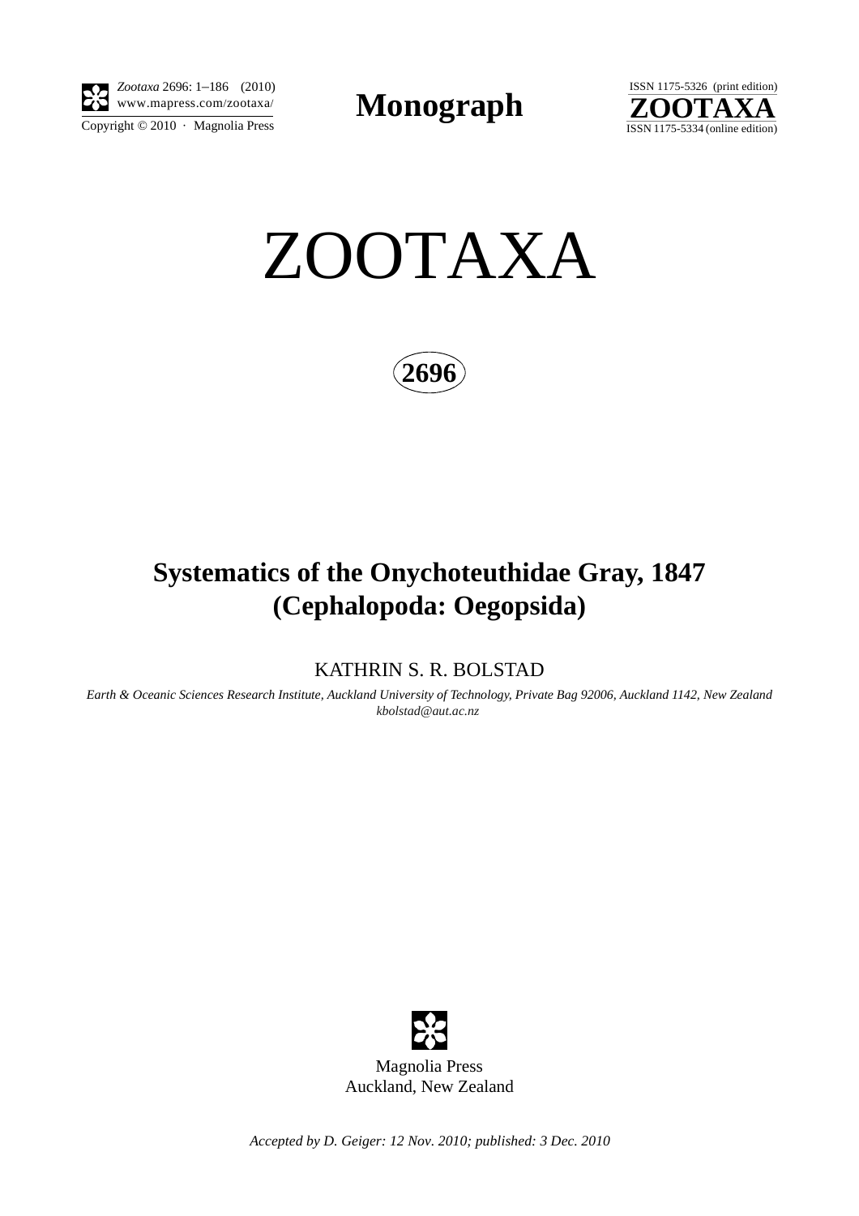**Monograph**

# ZOOTAXA

**2696**

## Systematics of the Onychoteuthidae Gray, 1847 (Cephalopoda: Oegopsida)

KATHRIN S. R. BOLSTAD

*Earth & Oceanic Sciences Research Institute, Auckland University of Technology, Private Bag 92006, Auckland 1142, New Zealand*
*kbolstad@aut.ac.nz*

Magnolia Press
Auckland, New Zealand

*Accepted by D. Geiger: 12 Nov. 2010; published: 3 Dec. 2010*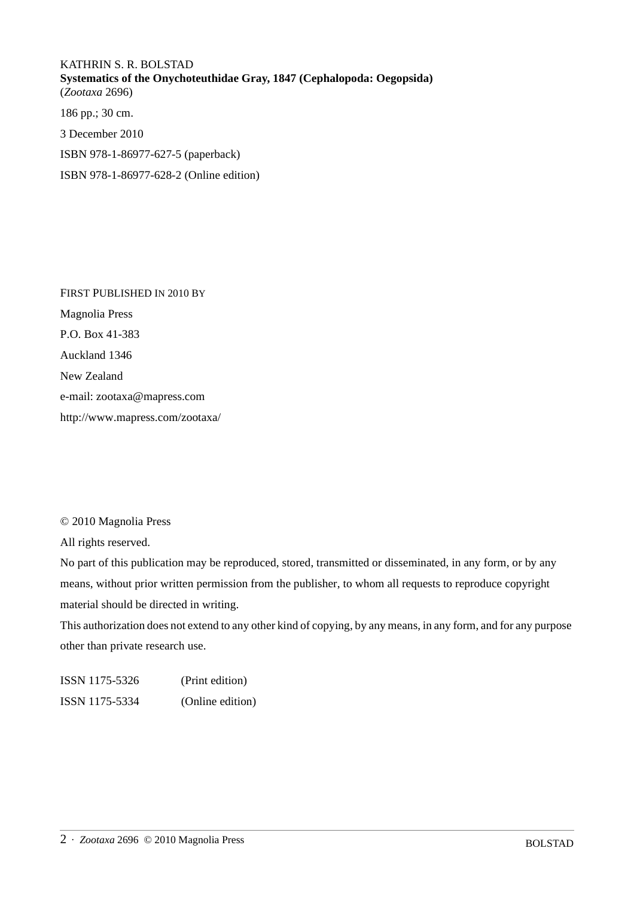KATHRIN S. R. BOLSTAD
**Systematics of the Onychoteuthidae Gray, 1847 (Cephalopoda: Oegopsida)**
(*Zootaxa* 2696)

186 pp.; 30 cm.

3 December 2010

ISBN 978-1-86977-627-5 (paperback)

ISBN 978-1-86977-628-2 (Online edition)

FIRST PUBLISHED IN 2010 BY

Magnolia Press

P.O. Box 41-383

Auckland 1346

New Zealand

e-mail: zootaxa@mapress.com

http://www.mapress.com/zootaxa/

© 2010 Magnolia Press

All rights reserved.

No part of this publication may be reproduced, stored, transmitted or disseminated, in any form, or by any means, without prior written permission from the publisher, to whom all requests to reproduce copyright material should be directed in writing.

This authorization does not extend to any other kind of copying, by any means, in any form, and for any purpose other than private research use.

ISSN 1175-5326 (Print edition)

ISSN 1175-5334 (Online edition)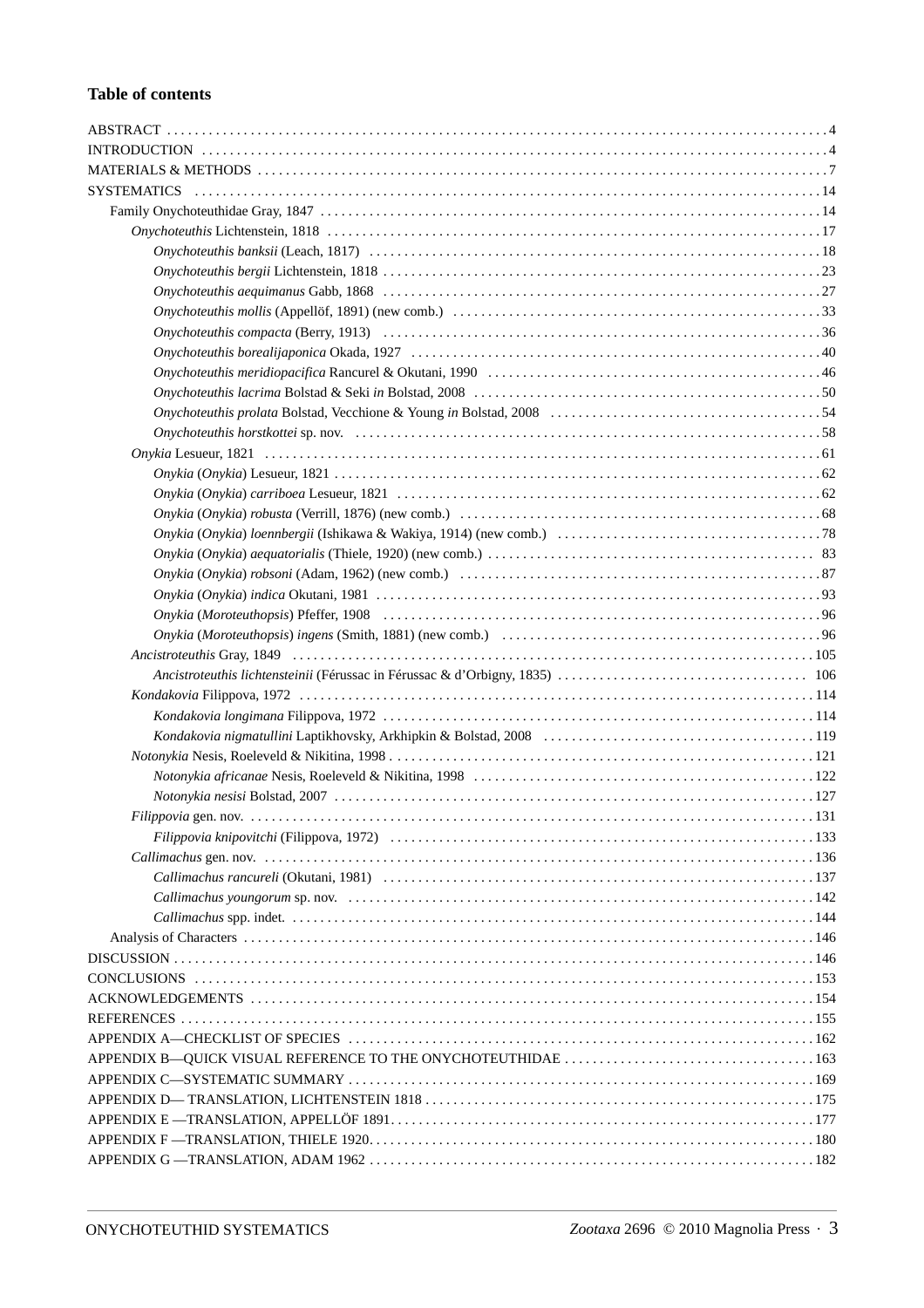**Table of contents**

ABSTRACT . . . 4
INTRODUCTION . . . 4
MATERIALS & METHODS . . . 7
SYSTEMATICS . . . 14
- Family Onychoteuthidae Gray, 1847 . . . 14
  - *Onychoteuthis* Lichtenstein, 1818 . . . 17
    - *Onychoteuthis banksii* (Leach, 1817) . . . 18
    - *Onychoteuthis bergii* Lichtenstein, 1818 . . . 23
    - *Onychoteuthis aequimanus* Gabb, 1868 . . . 27
    - *Onychoteuthis mollis* (Appellöf, 1891) (new comb.) . . . 33
    - *Onychoteuthis compacta* (Berry, 1913) . . . 36
    - *Onychoteuthis borealijaponica* Okada, 1927 . . . 40
    - *Onychoteuthis meridiopacifica* Rancurel & Okutani, 1990 . . . 46
    - *Onychoteuthis lacrima* Bolstad & Seki *in* Bolstad, 2008 . . . 50
    - *Onychoteuthis prolata* Bolstad, Vecchione & Young *in* Bolstad, 2008 . . . 54
    - *Onychoteuthis horstkottei* sp. nov. . . . 58
  - *Onykia* Lesueur, 1821 . . . 61
    - *Onykia* (*Onykia*) Lesueur, 1821 . . . 62
    - *Onykia* (*Onykia*) *carriboea* Lesueur, 1821 . . . 62
    - *Onykia* (*Onykia*) *robusta* (Verrill, 1876) (new comb.) . . . 68
    - *Onykia* (*Onykia*) *loennbergii* (Ishikawa & Wakiya, 1914) (new comb.) . . . 78
    - *Onykia* (*Onykia*) *aequatorialis* (Thiele, 1920) (new comb.) . . . 83
    - *Onykia* (*Onykia*) *robsoni* (Adam, 1962) (new comb.) . . . 87
    - *Onykia* (*Onykia*) *indica* Okutani, 1981 . . . 93
    - *Onykia* (*Moroteuthopsis*) Pfeffer, 1908 . . . 96
    - *Onykia* (*Moroteuthopsis*) *ingens* (Smith, 1881) (new comb.) . . . 96
  - *Ancistroteuthis* Gray, 1849 . . . 105
    - *Ancistroteuthis lichtensteinii* (Férussac in Férussac & d'Orbigny, 1835) . . . 106
  - *Kondakovia* Filippova, 1972 . . . 114
    - *Kondakovia longimana* Filippova, 1972 . . . 114
    - *Kondakovia nigmatullini* Laptikhovsky, Arkhipkin & Bolstad, 2008 . . . 119
  - *Notonykia* Nesis, Roeleveld & Nikitina, 1998 . . . 121
    - *Notonykia africanae* Nesis, Roeleveld & Nikitina, 1998 . . . 122
    - *Notonykia nesisi* Bolstad, 2007 . . . 127
  - *Filippovia* gen. nov. . . . 131
    - *Filippovia knipovitchi* (Filippova, 1972) . . . 133
  - *Callimachus* gen. nov. . . . 136
    - *Callimachus rancureli* (Okutani, 1981) . . . 137
    - *Callimachus youngorum* sp. nov. . . . 142
    - *Callimachus* spp. indet. . . . 144
- Analysis of Characters . . . 146

DISCUSSION . . . 146
CONCLUSIONS . . . 153
ACKNOWLEDGEMENTS . . . 154
REFERENCES . . . 155
APPENDIX A—CHECKLIST OF SPECIES . . . 162
APPENDIX B—QUICK VISUAL REFERENCE TO THE ONYCHOTEUTHIDAE . . . 163
APPENDIX C—SYSTEMATIC SUMMARY . . . 169
APPENDIX D— TRANSLATION, LICHTENSTEIN 1818 . . . 175
APPENDIX E —TRANSLATION, APPELLÖF 1891 . . . 177
APPENDIX F —TRANSLATION, THIELE 1920 . . . 180
APPENDIX G —TRANSLATION, ADAM 1962 . . . 182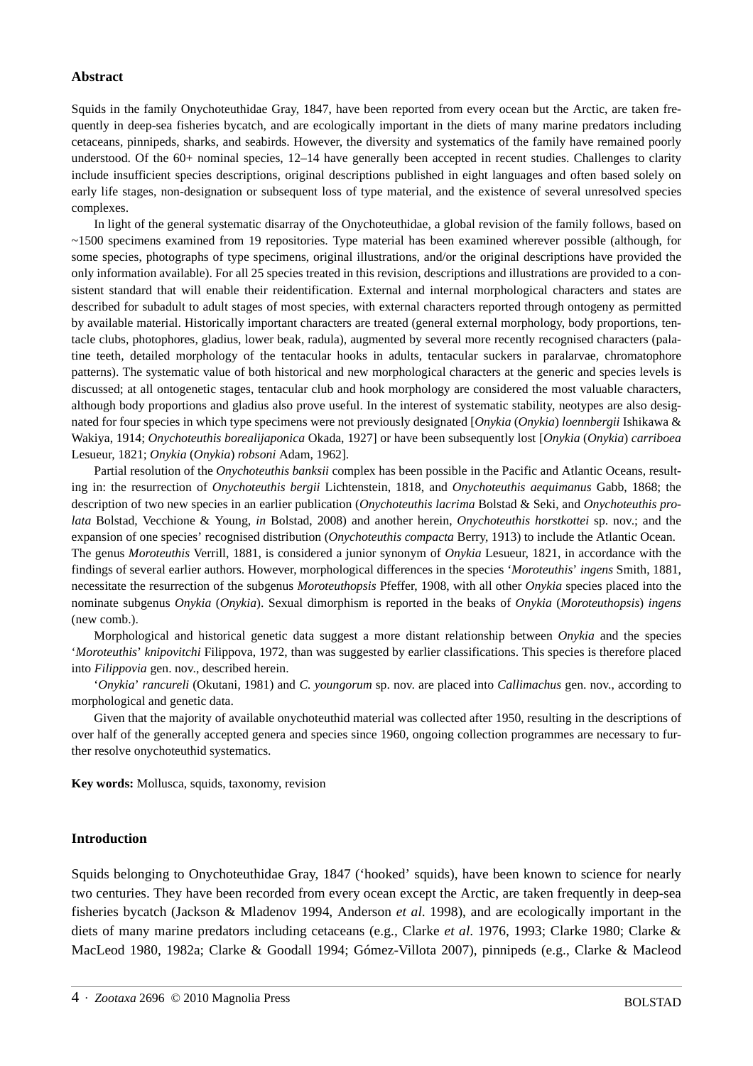**Abstract**

Squids in the family Onychoteuthidae Gray, 1847, have been reported from every ocean but the Arctic, are taken frequently in deep-sea fisheries bycatch, and are ecologically important in the diets of many marine predators including cetaceans, pinnipeds, sharks, and seabirds. However, the diversity and systematics of the family have remained poorly understood. Of the 60+ nominal species, 12–14 have generally been accepted in recent studies. Challenges to clarity include insufficient species descriptions, original descriptions published in eight languages and often based solely on early life stages, non-designation or subsequent loss of type material, and the existence of several unresolved species complexes.

In light of the general systematic disarray of the Onychoteuthidae, a global revision of the family follows, based on ~1500 specimens examined from 19 repositories. Type material has been examined wherever possible (although, for some species, photographs of type specimens, original illustrations, and/or the original descriptions have provided the only information available). For all 25 species treated in this revision, descriptions and illustrations are provided to a consistent standard that will enable their reidentification. External and internal morphological characters and states are described for subadult to adult stages of most species, with external characters reported through ontogeny as permitted by available material. Historically important characters are treated (general external morphology, body proportions, tentacle clubs, photophores, gladius, lower beak, radula), augmented by several more recently recognised characters (palatine teeth, detailed morphology of the tentacular hooks in adults, tentacular suckers in paralarvae, chromatophore patterns). The systematic value of both historical and new morphological characters at the generic and species levels is discussed; at all ontogenetic stages, tentacular club and hook morphology are considered the most valuable characters, although body proportions and gladius also prove useful. In the interest of systematic stability, neotypes are also designated for four species in which type specimens were not previously designated [*Onykia* (*Onykia*) *loennbergii* Ishikawa & Wakiya, 1914; *Onychoteuthis borealijaponica* Okada, 1927] or have been subsequently lost [*Onykia* (*Onykia*) *carriboea* Lesueur, 1821; *Onykia* (*Onykia*) *robsoni* Adam, 1962].

Partial resolution of the *Onychoteuthis banksii* complex has been possible in the Pacific and Atlantic Oceans, resulting in: the resurrection of *Onychoteuthis bergii* Lichtenstein, 1818, and *Onychoteuthis aequimanus* Gabb, 1868; the description of two new species in an earlier publication (*Onychoteuthis lacrima* Bolstad & Seki, and *Onychoteuthis prolata* Bolstad, Vecchione & Young, *in* Bolstad, 2008) and another herein, *Onychoteuthis horstkottei* sp. nov.; and the expansion of one species' recognised distribution (*Onychoteuthis compacta* Berry, 1913) to include the Atlantic Ocean. The genus *Moroteuthis* Verrill, 1881, is considered a junior synonym of *Onykia* Lesueur, 1821, in accordance with the findings of several earlier authors. However, morphological differences in the species '*Moroteuthis*' *ingens* Smith, 1881, necessitate the resurrection of the subgenus *Moroteuthopsis* Pfeffer, 1908, with all other *Onykia* species placed into the nominate subgenus *Onykia* (*Onykia*). Sexual dimorphism is reported in the beaks of *Onykia* (*Moroteuthopsis*) *ingens* (new comb.).

Morphological and historical genetic data suggest a more distant relationship between *Onykia* and the species '*Moroteuthis*' *knipovitchi* Filippova, 1972, than was suggested by earlier classifications. This species is therefore placed into *Filippovia* gen. nov., described herein.

'*Onykia*' *rancureli* (Okutani, 1981) and *C. youngorum* sp. nov. are placed into *Callimachus* gen. nov., according to morphological and genetic data.

Given that the majority of available onychoteuthid material was collected after 1950, resulting in the descriptions of over half of the generally accepted genera and species since 1960, ongoing collection programmes are necessary to further resolve onychoteuthid systematics.

**Key words:** Mollusca, squids, taxonomy, revision

## Introduction

Squids belonging to Onychoteuthidae Gray, 1847 ('hooked' squids), have been known to science for nearly two centuries. They have been recorded from every ocean except the Arctic, are taken frequently in deep-sea fisheries bycatch (Jackson & Mladenov 1994, Anderson *et al*. 1998), and are ecologically important in the diets of many marine predators including cetaceans (e.g., Clarke *et al*. 1976, 1993; Clarke 1980; Clarke & MacLeod 1980, 1982a; Clarke & Goodall 1994; Gómez-Villota 2007), pinnipeds (e.g., Clarke & Macleod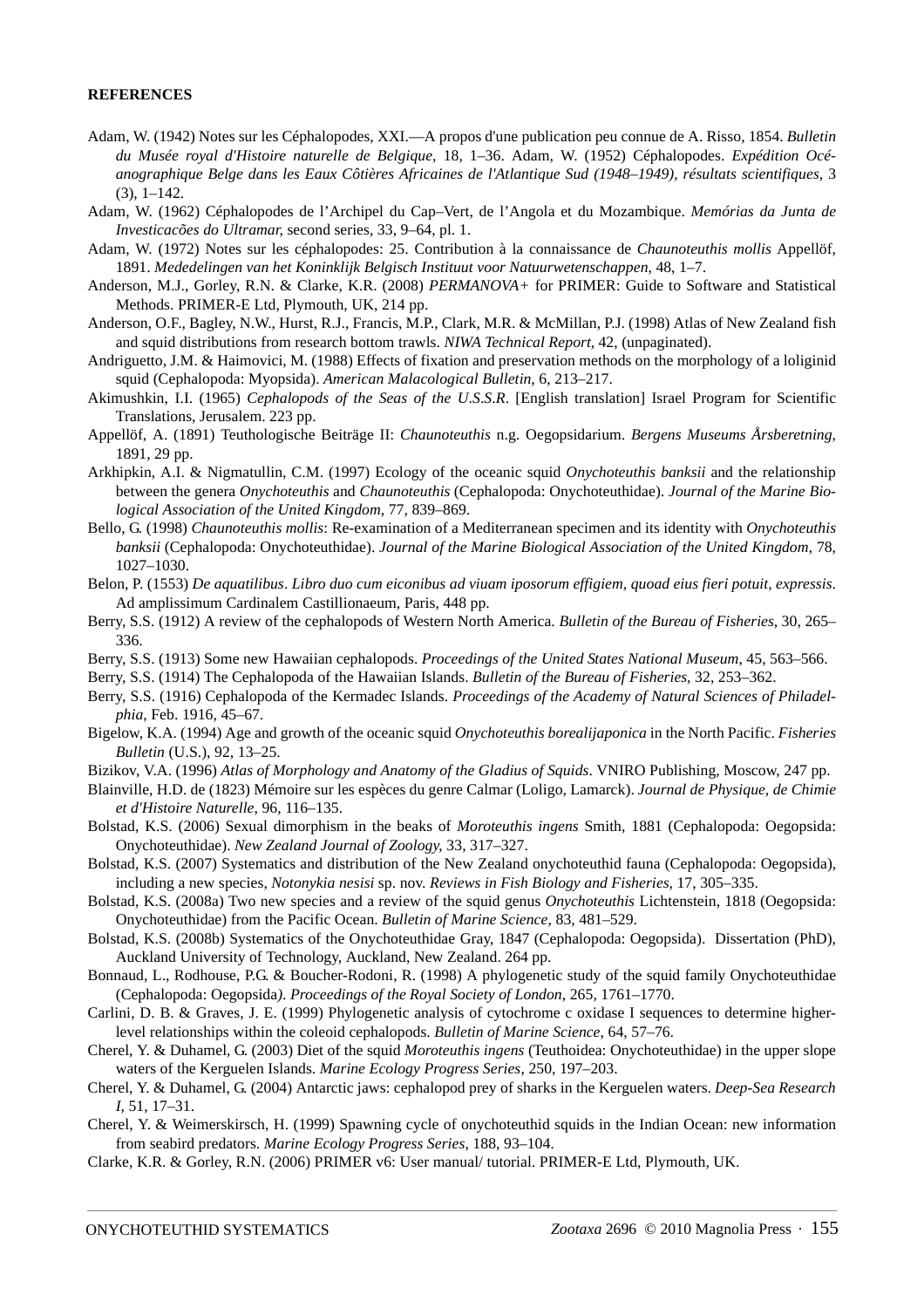**REFERENCES**

Adam, W. (1942) Notes sur les Céphalopodes, XXI.—A propos d'une publication peu connue de A. Risso, 1854. *Bulletin du Musée royal d'Histoire naturelle de Belgique*, 18, 1–36. Adam, W. (1952) Céphalopodes. *Expédition Océanographique Belge dans les Eaux Côtières Africaines de l'Atlantique Sud (1948–1949), résultats scientifiques*, 3 (3), 1–142.

Adam, W. (1962) Céphalopodes de l'Archipel du Cap–Vert, de l'Angola et du Mozambique. *Memórias da Junta de Investicacões do Ultramar,* second series, 33, 9–64, pl. 1.

Adam, W. (1972) Notes sur les céphalopodes: 25. Contribution à la connaissance de *Chaunoteuthis mollis* Appellöf, 1891. *Mededelingen van het Koninklijk Belgisch Instituut voor Natuurwetenschappen*, 48, 1–7.

Anderson, M.J., Gorley, R.N. & Clarke, K.R. (2008) *PERMANOVA+* for PRIMER: Guide to Software and Statistical Methods. PRIMER-E Ltd, Plymouth, UK, 214 pp.

Anderson, O.F., Bagley, N.W., Hurst, R.J., Francis, M.P., Clark, M.R. & McMillan, P.J. (1998) Atlas of New Zealand fish and squid distributions from research bottom trawls. *NIWA Technical Report,* 42, (unpaginated).

Andriguetto, J.M. & Haimovici, M. (1988) Effects of fixation and preservation methods on the morphology of a loliginid squid (Cephalopoda: Myopsida). *American Malacological Bulletin*, 6, 213–217.

Akimushkin, I.I. (1965) *Cephalopods of the Seas of the U.S.S.R*. [English translation] Israel Program for Scientific Translations, Jerusalem. 223 pp.

Appellöf, A. (1891) Teuthologische Beiträge II: *Chaunoteuthis* n.g. Oegopsidarium. *Bergens Museums Årsberetning,* 1891, 29 pp.

Arkhipkin, A.I. & Nigmatullin, C.M. (1997) Ecology of the oceanic squid *Onychoteuthis banksii* and the relationship between the genera *Onychoteuthis* and *Chaunoteuthis* (Cephalopoda: Onychoteuthidae). *Journal of the Marine Biological Association of the United Kingdom*, 77, 839–869.

Bello, G. (1998) *Chaunoteuthis mollis*: Re-examination of a Mediterranean specimen and its identity with *Onychoteuthis banksii* (Cephalopoda: Onychoteuthidae). *Journal of the Marine Biological Association of the United Kingdom*, 78, 1027–1030.

Belon, P. (1553) *De aquatilibus*. *Libro duo cum eiconibus ad viuam iposorum effigiem, quoad eius fieri potuit, expressis*. Ad amplissimum Cardinalem Castillionaeum, Paris, 448 pp.

Berry, S.S. (1912) A review of the cephalopods of Western North America. *Bulletin of the Bureau of Fisheries*, 30, 265–336.

Berry, S.S. (1913) Some new Hawaiian cephalopods. *Proceedings of the United States National Museum*, 45, 563–566.

Berry, S.S. (1914) The Cephalopoda of the Hawaiian Islands. *Bulletin of the Bureau of Fisheries*, 32, 253–362.

Berry, S.S. (1916) Cephalopoda of the Kermadec Islands. *Proceedings of the Academy of Natural Sciences of Philadelphia*, Feb. 1916, 45–67.

Bigelow, K.A. (1994) Age and growth of the oceanic squid *Onychoteuthis borealijaponica* in the North Pacific. *Fisheries Bulletin* (U.S.), 92, 13–25.

Bizikov, V.A. (1996) *Atlas of Morphology and Anatomy of the Gladius of Squids*. VNIRO Publishing, Moscow, 247 pp.

Blainville, H.D. de (1823) Mémoire sur les espèces du genre Calmar (Loligo, Lamarck). *Journal de Physique, de Chimie et d'Histoire Naturelle,* 96, 116–135.

Bolstad, K.S. (2006) Sexual dimorphism in the beaks of *Moroteuthis ingens* Smith, 1881 (Cephalopoda: Oegopsida: Onychoteuthidae). *New Zealand Journal of Zoology,* 33, 317–327.

Bolstad, K.S. (2007) Systematics and distribution of the New Zealand onychoteuthid fauna (Cephalopoda: Oegopsida), including a new species, *Notonykia nesisi* sp. nov. *Reviews in Fish Biology and Fisheries*, 17, 305–335.

Bolstad, K.S. (2008a) Two new species and a review of the squid genus *Onychoteuthis* Lichtenstein, 1818 (Oegopsida: Onychoteuthidae) from the Pacific Ocean. *Bulletin of Marine Science,* 83, 481–529.

Bolstad, K.S. (2008b) Systematics of the Onychoteuthidae Gray, 1847 (Cephalopoda: Oegopsida). Dissertation (PhD), Auckland University of Technology, Auckland, New Zealand. 264 pp.

Bonnaud, L., Rodhouse, P.G. & Boucher-Rodoni, R. (1998) A phylogenetic study of the squid family Onychoteuthidae (Cephalopoda: Oegopsida). *Proceedings of the Royal Society of London,* 265, 1761–1770.

Carlini, D. B. & Graves, J. E. (1999) Phylogenetic analysis of cytochrome c oxidase I sequences to determine higher-level relationships within the coleoid cephalopods. *Bulletin of Marine Science*, 64, 57–76.

Cherel, Y. & Duhamel, G. (2003) Diet of the squid *Moroteuthis ingens* (Teuthoidea: Onychoteuthidae) in the upper slope waters of the Kerguelen Islands. *Marine Ecology Progress Series*, 250, 197–203.

Cherel, Y. & Duhamel, G. (2004) Antarctic jaws: cephalopod prey of sharks in the Kerguelen waters. *Deep-Sea Research I*, 51, 17–31.

Cherel, Y. & Weimerskirsch, H. (1999) Spawning cycle of onychoteuthid squids in the Indian Ocean: new information from seabird predators. *Marine Ecology Progress Series*, 188, 93–104.

Clarke, K.R. & Gorley, R.N. (2006) PRIMER v6: User manual/ tutorial. PRIMER-E Ltd, Plymouth, UK.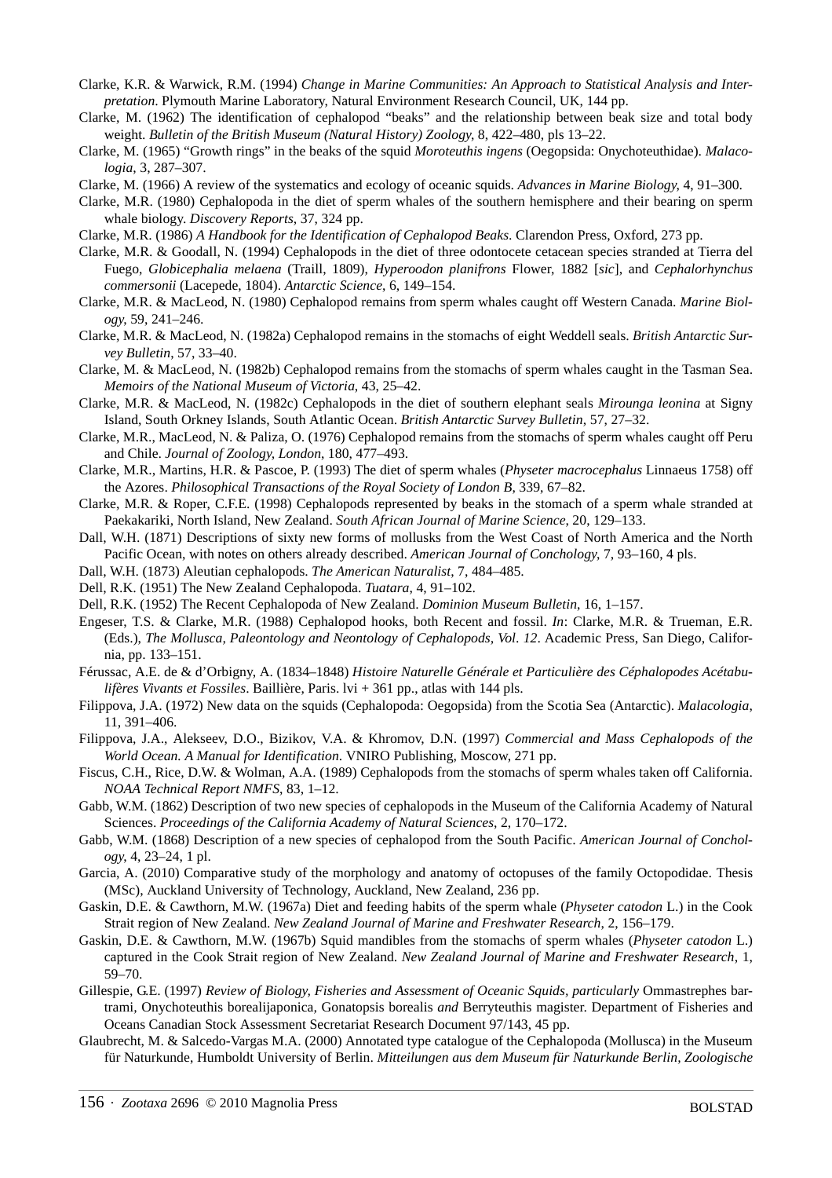Clarke, K.R. & Warwick, R.M. (1994) *Change in Marine Communities: An Approach to Statistical Analysis and Interpretation*. Plymouth Marine Laboratory, Natural Environment Research Council, UK, 144 pp.

Clarke, M. (1962) The identification of cephalopod "beaks" and the relationship between beak size and total body weight. *Bulletin of the British Museum (Natural History) Zoology*, 8, 422–480, pls 13–22.

Clarke, M. (1965) "Growth rings" in the beaks of the squid *Moroteuthis ingens* (Oegopsida: Onychoteuthidae). *Malacologia*, 3, 287–307.

Clarke, M. (1966) A review of the systematics and ecology of oceanic squids. *Advances in Marine Biology*, 4, 91–300.

Clarke, M.R. (1980) Cephalopoda in the diet of sperm whales of the southern hemisphere and their bearing on sperm whale biology. *Discovery Reports*, 37, 324 pp.

Clarke, M.R. (1986) *A Handbook for the Identification of Cephalopod Beaks*. Clarendon Press, Oxford, 273 pp.

Clarke, M.R. & Goodall, N. (1994) Cephalopods in the diet of three odontocete cetacean species stranded at Tierra del Fuego, *Globicephalia melaena* (Traill, 1809), *Hyperoodon planifrons* Flower, 1882 [*sic*], and *Cephalorhynchus commersonii* (Lacepede, 1804). *Antarctic Science*, 6, 149–154.

Clarke, M.R. & MacLeod, N. (1980) Cephalopod remains from sperm whales caught off Western Canada. *Marine Biology*, 59, 241–246.

Clarke, M.R. & MacLeod, N. (1982a) Cephalopod remains in the stomachs of eight Weddell seals. *British Antarctic Survey Bulletin*, 57, 33–40.

Clarke, M. & MacLeod, N. (1982b) Cephalopod remains from the stomachs of sperm whales caught in the Tasman Sea. *Memoirs of the National Museum of Victoria*, 43, 25–42.

Clarke, M.R. & MacLeod, N. (1982c) Cephalopods in the diet of southern elephant seals *Mirounga leonina* at Signy Island, South Orkney Islands, South Atlantic Ocean. *British Antarctic Survey Bulletin*, 57, 27–32.

Clarke, M.R., MacLeod, N. & Paliza, O. (1976) Cephalopod remains from the stomachs of sperm whales caught off Peru and Chile. *Journal of Zoology, London*, 180, 477–493.

Clarke, M.R., Martins, H.R. & Pascoe, P. (1993) The diet of sperm whales (*Physeter macrocephalus* Linnaeus 1758) off the Azores. *Philosophical Transactions of the Royal Society of London B*, 339, 67–82.

Clarke, M.R. & Roper, C.F.E. (1998) Cephalopods represented by beaks in the stomach of a sperm whale stranded at Paekakariki, North Island, New Zealand. *South African Journal of Marine Science*, 20, 129–133.

Dall, W.H. (1871) Descriptions of sixty new forms of mollusks from the West Coast of North America and the North Pacific Ocean, with notes on others already described. *American Journal of Conchology*, 7, 93–160, 4 pls.

Dall, W.H. (1873) Aleutian cephalopods. *The American Naturalist*, 7, 484–485.

Dell, R.K. (1951) The New Zealand Cephalopoda. *Tuatara*, 4, 91–102.

Dell, R.K. (1952) The Recent Cephalopoda of New Zealand. *Dominion Museum Bulletin*, 16, 1–157.

Engeser, T.S. & Clarke, M.R. (1988) Cephalopod hooks, both Recent and fossil. *In*: Clarke, M.R. & Trueman, E.R. (Eds.), *The Mollusca, Paleontology and Neontology of Cephalopods, Vol. 12*. Academic Press, San Diego, California, pp. 133–151.

Férussac, A.E. de & d'Orbigny, A. (1834–1848) *Histoire Naturelle Générale et Particulière des Céphalopodes Acétabulifères Vivants et Fossiles*. Baillière, Paris. lvi + 361 pp., atlas with 144 pls.

Filippova, J.A. (1972) New data on the squids (Cephalopoda: Oegopsida) from the Scotia Sea (Antarctic). *Malacologia*, 11, 391–406.

Filippova, J.A., Alekseev, D.O., Bizikov, V.A. & Khromov, D.N. (1997) *Commercial and Mass Cephalopods of the World Ocean. A Manual for Identification*. VNIRO Publishing, Moscow, 271 pp.

Fiscus, C.H., Rice, D.W. & Wolman, A.A. (1989) Cephalopods from the stomachs of sperm whales taken off California. *NOAA Technical Report NMFS*, 83, 1–12.

Gabb, W.M. (1862) Description of two new species of cephalopods in the Museum of the California Academy of Natural Sciences. *Proceedings of the California Academy of Natural Sciences*, 2, 170–172.

Gabb, W.M. (1868) Description of a new species of cephalopod from the South Pacific. *American Journal of Conchology*, 4, 23–24, 1 pl.

Garcia, A. (2010) Comparative study of the morphology and anatomy of octopuses of the family Octopodidae. Thesis (MSc), Auckland University of Technology, Auckland, New Zealand, 236 pp.

Gaskin, D.E. & Cawthorn, M.W. (1967a) Diet and feeding habits of the sperm whale (*Physeter catodon* L.) in the Cook Strait region of New Zealand. *New Zealand Journal of Marine and Freshwater Research*, 2, 156–179.

Gaskin, D.E. & Cawthorn, M.W. (1967b) Squid mandibles from the stomachs of sperm whales (*Physeter catodon* L.) captured in the Cook Strait region of New Zealand. *New Zealand Journal of Marine and Freshwater Research*, 1, 59–70.

Gillespie, G.E. (1997) *Review of Biology, Fisheries and Assessment of Oceanic Squids, particularly* Ommastrephes bartrami, Onychoteuthis borealijaponica, Gonatopsis borealis *and* Berryteuthis magister. Department of Fisheries and Oceans Canadian Stock Assessment Secretariat Research Document 97/143, 45 pp.

Glaubrecht, M. & Salcedo-Vargas M.A. (2000) Annotated type catalogue of the Cephalopoda (Mollusca) in the Museum für Naturkunde, Humboldt University of Berlin. *Mitteilungen aus dem Museum für Naturkunde Berlin, Zoologische*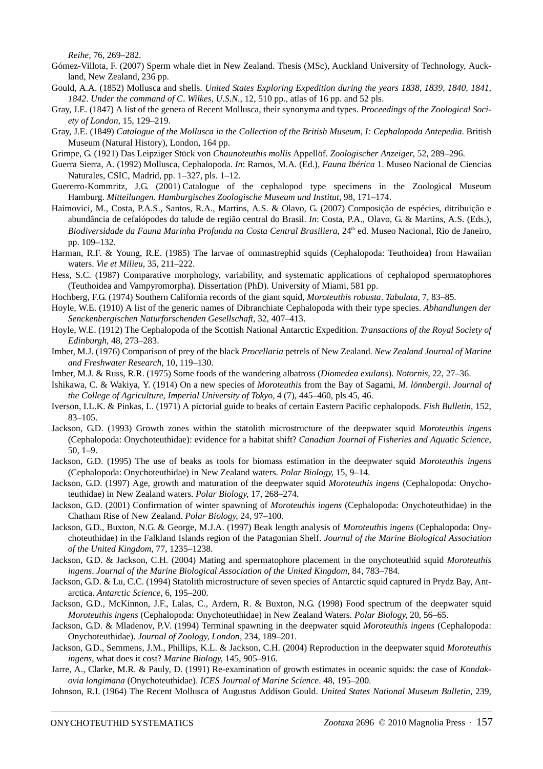*Reihe*, 76, 269–282.

Gómez-Villota, F. (2007) Sperm whale diet in New Zealand. Thesis (MSc), Auckland University of Technology, Auckland, New Zealand, 236 pp.

Gould, A.A. (1852) Mollusca and shells. *United States Exploring Expedition during the years 1838, 1839, 1840, 1841, 1842. Under the command of C. Wilkes, U.S.N.*, 12, 510 pp., atlas of 16 pp. and 52 pls.

Gray, J.E. (1847) A list of the genera of Recent Mollusca, their synonyma and types. *Proceedings of the Zoological Society of London*, 15, 129–219.

Gray, J.E. (1849) *Catalogue of the Mollusca in the Collection of the British Museum, I: Cephalopoda Antepedia*. British Museum (Natural History), London, 164 pp.

Grimpe, G. (1921) Das Leipziger Stück von *Chaunoteuthis mollis* Appellöf. *Zoologischer Anzeiger*, 52, 289–296.

Guerra Sierra, A. (1992) Mollusca, Cephalopoda. *In*: Ramos, M.A. (Ed.), *Fauna Ibérica* 1. Museo Nacional de Ciencias Naturales, CSIC, Madrid, pp. 1–327, pls. 1–12.

Guererro-Kommritz, J.G. (2001) Catalogue of the cephalopod type specimens in the Zoological Museum Hamburg. *Mitteilungen. Hamburgisches Zoologische Museum und Institut*, 98, 171–174.

Haimovici, M., Costa, P.A.S., Santos, R.A., Martins, A.S. & Olavo, G. (2007) Composição de espécies, ditribuição e abundância de cefalópodes do talude de região central do Brasil. *In*: Costa, P.A., Olavo, G. & Martins, A.S. (Eds.), *Biodiversidade da Fauna Marinha Profunda na Costa Central Brasiliera*, 24th ed. Museo Nacional, Rio de Janeiro, pp. 109–132.

Harman, R.F. & Young, R.E. (1985) The larvae of ommastrephid squids (Cephalopoda: Teuthoidea) from Hawaiian waters. *Vie et Milieu*, 35, 211–222.

Hess, S.C. (1987) Comparative morphology, variability, and systematic applications of cephalopod spermatophores (Teuthoidea and Vampyromorpha). Dissertation (PhD). University of Miami, 581 pp.

Hochberg, F.G. (1974) Southern California records of the giant squid, *Moroteuthis robusta*. *Tabulata*, 7, 83–85.

Hoyle, W.E. (1910) A list of the generic names of Dibranchiate Cephalopoda with their type species. *Abhandlungen der Senckenbergischen Naturforschenden Gesellschaft*, 32, 407–413.

Hoyle, W.E. (1912) The Cephalopoda of the Scottish National Antarctic Expedition. *Transactions of the Royal Society of Edinburgh*, 48, 273–283.

Imber, M.J. (1976) Comparison of prey of the black *Procellaria* petrels of New Zealand. *New Zealand Journal of Marine and Freshwater Research*, 10, 119–130.

Imber, M.J. & Russ, R.R. (1975) Some foods of the wandering albatross (*Diomedea exulans*). *Notornis*, 22, 27–36.

Ishikawa, C. & Wakiya, Y. (1914) On a new species of *Moroteuthis* from the Bay of Sagami, *M. lönnbergii*. *Journal of the College of Agriculture, Imperial University of Tokyo*, 4 (7), 445–460, pls 45, 46.

Iverson, I.L.K. & Pinkas, L. (1971) A pictorial guide to beaks of certain Eastern Pacific cephalopods. *Fish Bulletin*, 152, 83–105.

Jackson, G.D. (1993) Growth zones within the statolith microstructure of the deepwater squid *Moroteuthis ingens* (Cephalopoda: Onychoteuthidae): evidence for a habitat shift? *Canadian Journal of Fisheries and Aquatic Science*, 50, 1–9.

Jackson, G.D. (1995) The use of beaks as tools for biomass estimation in the deepwater squid *Moroteuthis ingens* (Cephalopoda: Onychoteuthidae) in New Zealand waters. *Polar Biology*, 15, 9–14.

Jackson, G.D. (1997) Age, growth and maturation of the deepwater squid *Moroteuthis ingens* (Cephalopoda: Onychoteuthidae) in New Zealand waters. *Polar Biology*, 17, 268–274.

Jackson, G.D. (2001) Confirmation of winter spawning of *Moroteuthis ingens* (Cephalopoda: Onychoteuthidae) in the Chatham Rise of New Zealand. *Polar Biology*, 24, 97–100.

Jackson, G.D., Buxton, N.G. & George, M.J.A. (1997) Beak length analysis of *Moroteuthis ingens* (Cephalopoda: Onychoteuthidae) in the Falkland Islands region of the Patagonian Shelf. *Journal of the Marine Biological Association of the United Kingdom*, 77, 1235–1238.

Jackson, G.D. & Jackson, C.H. (2004) Mating and spermatophore placement in the onychoteuthid squid *Moroteuthis ingens*. *Journal of the Marine Biological Association of the United Kingdom*, 84, 783–784.

Jackson, G.D. & Lu, C.C. (1994) Statolith microstructure of seven species of Antarctic squid captured in Prydz Bay, Antarctica. *Antarctic Science*, 6, 195–200.

Jackson, G.D., McKinnon, J.F., Lalas, C., Ardern, R. & Buxton, N.G. (1998) Food spectrum of the deepwater squid *Moroteuthis ingens* (Cephalopoda: Onychoteuthidae) in New Zealand Waters. *Polar Biology*, 20, 56–65.

Jackson, G.D. & Mladenov, P.V. (1994) Terminal spawning in the deepwater squid *Moroteuthis ingens* (Cephalopoda: Onychoteuthidae). *Journal of Zoology, London*, 234, 189–201.

Jackson, G.D., Semmens, J.M., Phillips, K.L. & Jackson, C.H. (2004) Reproduction in the deepwater squid *Moroteuthis ingens*, what does it cost? *Marine Biology*, 145, 905–916.

Jarre, A., Clarke, M.R. & Pauly, D. (1991) Re-examination of growth estimates in oceanic squids: the case of *Kondakovia longimana* (Onychoteuthidae). *ICES Journal of Marine Science*. 48, 195–200.

Johnson, R.I. (1964) The Recent Mollusca of Augustus Addison Gould. *United States National Museum Bulletin*, 239,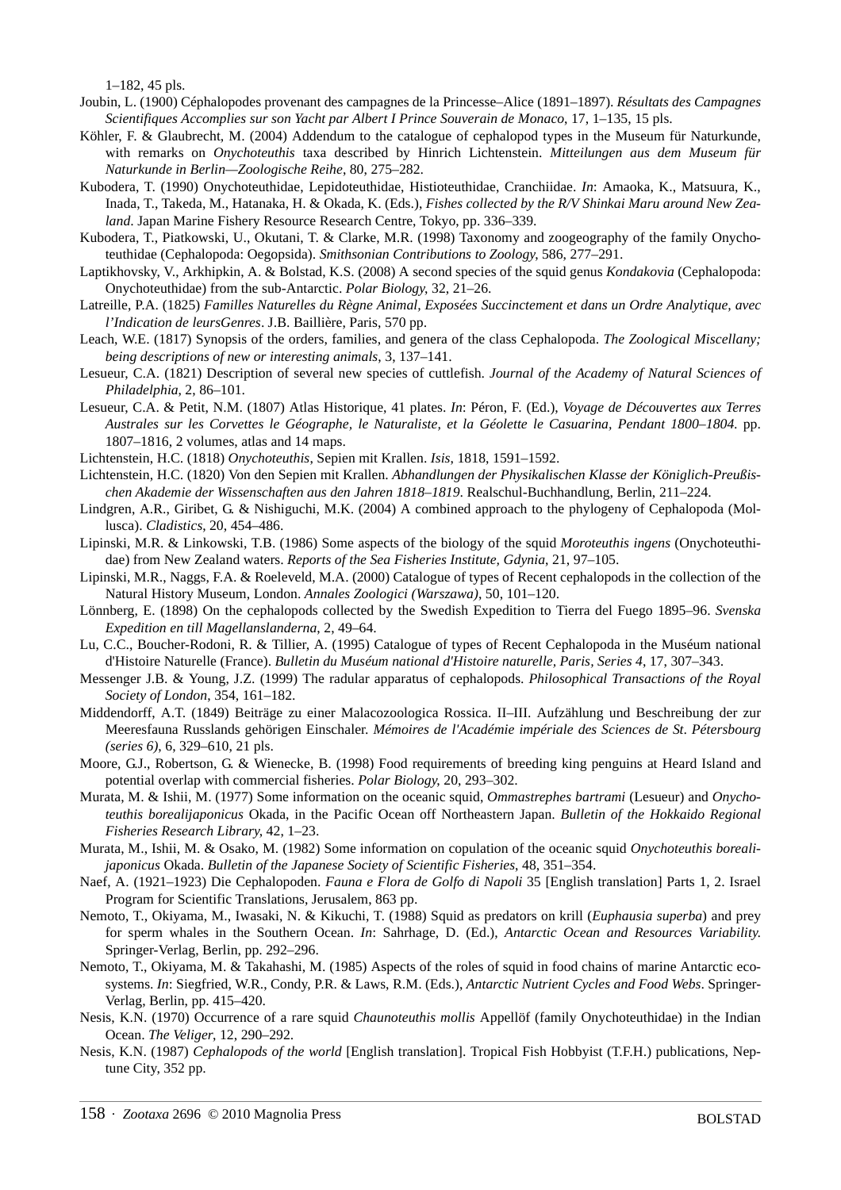1–182, 45 pls.

Joubin, L. (1900) Céphalopodes provenant des campagnes de la Princesse–Alice (1891–1897). *Résultats des Campagnes Scientifiques Accomplies sur son Yacht par Albert I Prince Souverain de Monaco*, 17, 1–135, 15 pls.

Köhler, F. & Glaubrecht, M. (2004) Addendum to the catalogue of cephalopod types in the Museum für Naturkunde, with remarks on *Onychoteuthis* taxa described by Hinrich Lichtenstein. *Mitteilungen aus dem Museum für Naturkunde in Berlin—Zoologische Reihe*, 80, 275–282.

Kubodera, T. (1990) Onychoteuthidae, Lepidoteuthidae, Histioteuthidae, Cranchiidae. *In*: Amaoka, K., Matsuura, K., Inada, T., Takeda, M., Hatanaka, H. & Okada, K. (Eds.), *Fishes collected by the R/V Shinkai Maru around New Zealand*. Japan Marine Fishery Resource Research Centre, Tokyo, pp. 336–339.

Kubodera, T., Piatkowski, U., Okutani, T. & Clarke, M.R. (1998) Taxonomy and zoogeography of the family Onychoteuthidae (Cephalopoda: Oegopsida). *Smithsonian Contributions to Zoology*, 586, 277–291.

Laptikhovsky, V., Arkhipkin, A. & Bolstad, K.S. (2008) A second species of the squid genus *Kondakovia* (Cephalopoda: Onychoteuthidae) from the sub-Antarctic. *Polar Biology*, 32, 21–26.

Latreille, P.A. (1825) *Familles Naturelles du Règne Animal, Exposées Succinctement et dans un Ordre Analytique, avec l'Indication de leursGenres*. J.B. Baillière, Paris, 570 pp.

Leach, W.E. (1817) Synopsis of the orders, families, and genera of the class Cephalopoda. *The Zoological Miscellany; being descriptions of new or interesting animals*, 3, 137–141.

Lesueur, C.A. (1821) Description of several new species of cuttlefish. *Journal of the Academy of Natural Sciences of Philadelphia*, 2, 86–101.

Lesueur, C.A. & Petit, N.M. (1807) Atlas Historique, 41 plates. *In*: Péron, F. (Ed.), *Voyage de Découvertes aux Terres Australes sur les Corvettes le Géographe, le Naturaliste, et la Géolette le Casuarina, Pendant 1800–1804*. pp. 1807–1816, 2 volumes, atlas and 14 maps.

Lichtenstein, H.C. (1818) *Onychoteuthis*, Sepien mit Krallen. *Isis*, 1818, 1591–1592.

Lichtenstein, H.C. (1820) Von den Sepien mit Krallen. *Abhandlungen der Physikalischen Klasse der Königlich-Preußischen Akademie der Wissenschaften aus den Jahren 1818–1819*. Realschul-Buchhandlung, Berlin, 211–224.

Lindgren, A.R., Giribet, G. & Nishiguchi, M.K. (2004) A combined approach to the phylogeny of Cephalopoda (Mollusca). *Cladistics*, 20, 454–486.

Lipinski, M.R. & Linkowski, T.B. (1986) Some aspects of the biology of the squid *Moroteuthis ingens* (Onychoteuthidae) from New Zealand waters. *Reports of the Sea Fisheries Institute, Gdynia*, 21, 97–105.

Lipinski, M.R., Naggs, F.A. & Roeleveld, M.A. (2000) Catalogue of types of Recent cephalopods in the collection of the Natural History Museum, London. *Annales Zoologici (Warszawa)*, 50, 101–120.

Lönnberg, E. (1898) On the cephalopods collected by the Swedish Expedition to Tierra del Fuego 1895–96. *Svenska Expedition en till Magellanslanderna*, 2, 49–64.

Lu, C.C., Boucher-Rodoni, R. & Tillier, A. (1995) Catalogue of types of Recent Cephalopoda in the Muséum national d'Histoire Naturelle (France). *Bulletin du Muséum national d'Histoire naturelle, Paris, Series 4*, 17, 307–343.

Messenger J.B. & Young, J.Z. (1999) The radular apparatus of cephalopods. *Philosophical Transactions of the Royal Society of London*, 354, 161–182.

Middendorff, A.T. (1849) Beiträge zu einer Malacozoologica Rossica. II–III. Aufzählung und Beschreibung der zur Meeresfauna Russlands gehörigen Einschaler. *Mémoires de l'Académie impériale des Sciences de St. Pétersbourg (series 6)*, 6, 329–610, 21 pls.

Moore, G.J., Robertson, G. & Wienecke, B. (1998) Food requirements of breeding king penguins at Heard Island and potential overlap with commercial fisheries. *Polar Biology*, 20, 293–302.

Murata, M. & Ishii, M. (1977) Some information on the oceanic squid, *Ommastrephes bartrami* (Lesueur) and *Onychoteuthis borealijaponicus* Okada, in the Pacific Ocean off Northeastern Japan. *Bulletin of the Hokkaido Regional Fisheries Research Library*, 42, 1–23.

Murata, M., Ishii, M. & Osako, M. (1982) Some information on copulation of the oceanic squid *Onychoteuthis borealijaponicus* Okada. *Bulletin of the Japanese Society of Scientific Fisheries*, 48, 351–354.

Naef, A. (1921–1923) Die Cephalopoden. *Fauna e Flora de Golfo di Napoli* 35 [English translation] Parts 1, 2. Israel Program for Scientific Translations, Jerusalem, 863 pp.

Nemoto, T., Okiyama, M., Iwasaki, N. & Kikuchi, T. (1988) Squid as predators on krill (*Euphausia superba*) and prey for sperm whales in the Southern Ocean. *In*: Sahrhage, D. (Ed.), *Antarctic Ocean and Resources Variability.* Springer-Verlag, Berlin, pp. 292–296.

Nemoto, T., Okiyama, M. & Takahashi, M. (1985) Aspects of the roles of squid in food chains of marine Antarctic ecosystems. *In*: Siegfried, W.R., Condy, P.R. & Laws, R.M. (Eds.), *Antarctic Nutrient Cycles and Food Webs*. Springer-Verlag, Berlin, pp. 415–420.

Nesis, K.N. (1970) Occurrence of a rare squid *Chaunoteuthis mollis* Appellöf (family Onychoteuthidae) in the Indian Ocean. *The Veliger*, 12, 290–292.

Nesis, K.N. (1987) *Cephalopods of the world* [English translation]. Tropical Fish Hobbyist (T.F.H.) publications, Neptune City, 352 pp.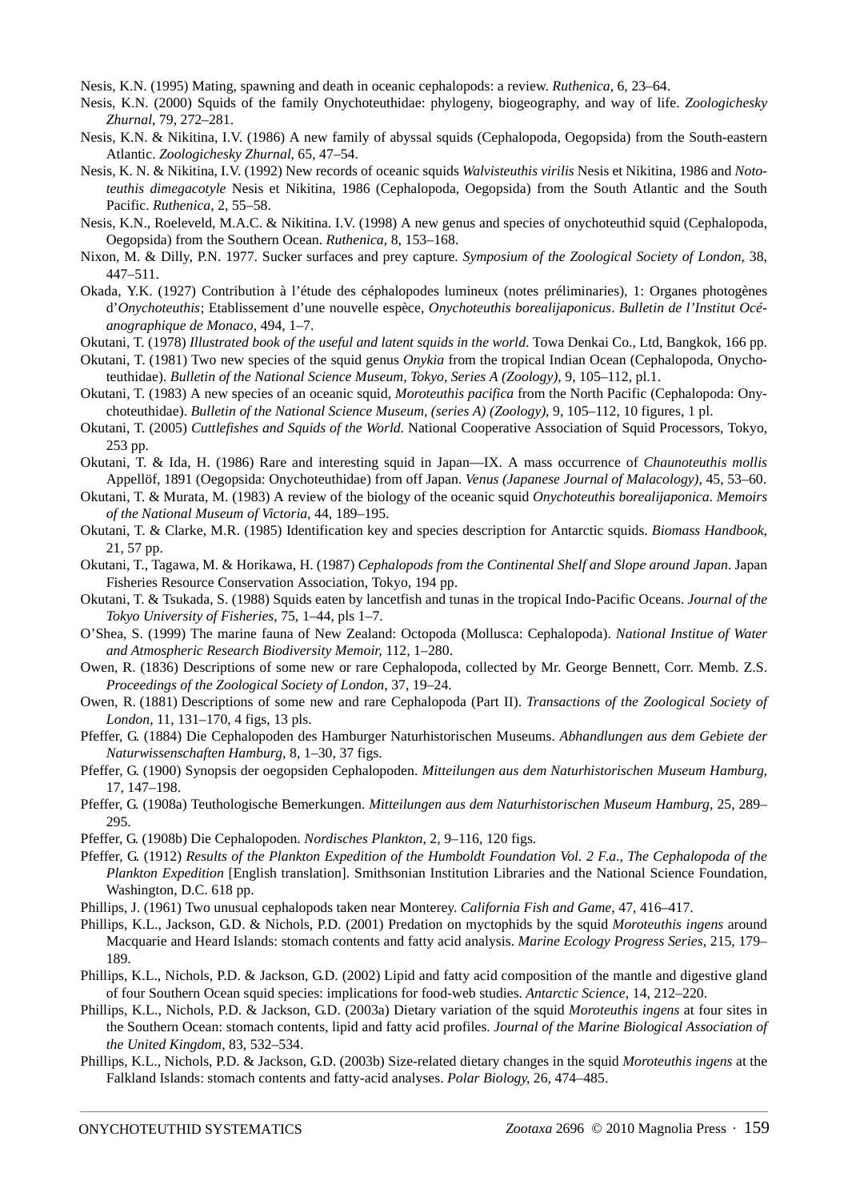Nesis, K.N. (1995) Mating, spawning and death in oceanic cephalopods: a review. *Ruthenica*, 6, 23–64.

Nesis, K.N. (2000) Squids of the family Onychoteuthidae: phylogeny, biogeography, and way of life. *Zoologichesky Zhurnal*, 79, 272–281.

Nesis, K.N. & Nikitina, I.V. (1986) A new family of abyssal squids (Cephalopoda, Oegopsida) from the South-eastern Atlantic. *Zoologichesky Zhurnal*, 65, 47–54.

Nesis, K. N. & Nikitina, I.V. (1992) New records of oceanic squids *Walvisteuthis virilis* Nesis et Nikitina, 1986 and *Nototeuthis dimegacotyle* Nesis et Nikitina, 1986 (Cephalopoda, Oegopsida) from the South Atlantic and the South Pacific. *Ruthenica*, 2, 55–58.

Nesis, K.N., Roeleveld, M.A.C. & Nikitina. I.V. (1998) A new genus and species of onychoteuthid squid (Cephalopoda, Oegopsida) from the Southern Ocean. *Ruthenica*, 8, 153–168.

Nixon, M. & Dilly, P.N. 1977. Sucker surfaces and prey capture. *Symposium of the Zoological Society of London*, 38, 447–511.

Okada, Y.K. (1927) Contribution à l'étude des céphalopodes lumineux (notes préliminaries), 1: Organes photogènes d'*Onychoteuthis*; Etablissement d'une nouvelle espèce, *Onychoteuthis borealijaponicus*. *Bulletin de l'Institut Océanographique de Monaco*, 494, 1–7.

Okutani, T. (1978) *Illustrated book of the useful and latent squids in the world*. Towa Denkai Co., Ltd, Bangkok, 166 pp.

Okutani, T. (1981) Two new species of the squid genus *Onykia* from the tropical Indian Ocean (Cephalopoda, Onychoteuthidae). *Bulletin of the National Science Museum, Tokyo, Series A (Zoology)*, 9, 105–112, pl.1.

Okutani, T. (1983) A new species of an oceanic squid, *Moroteuthis pacifica* from the North Pacific (Cephalopoda: Onychoteuthidae). *Bulletin of the National Science Museum, (series A) (Zoology)*, 9, 105–112, 10 figures, 1 pl.

Okutani, T. (2005) *Cuttlefishes and Squids of the World*. National Cooperative Association of Squid Processors, Tokyo, 253 pp.

Okutani, T. & Ida, H. (1986) Rare and interesting squid in Japan—IX. A mass occurrence of *Chaunoteuthis mollis* Appellöf, 1891 (Oegopsida: Onychoteuthidae) from off Japan. *Venus (Japanese Journal of Malacology)*, 45, 53–60.

Okutani, T. & Murata, M. (1983) A review of the biology of the oceanic squid *Onychoteuthis borealijaponica*. *Memoirs of the National Museum of Victoria*, 44, 189–195.

Okutani, T. & Clarke, M.R. (1985) Identification key and species description for Antarctic squids. *Biomass Handbook*, 21, 57 pp.

Okutani, T., Tagawa, M. & Horikawa, H. (1987) *Cephalopods from the Continental Shelf and Slope around Japan*. Japan Fisheries Resource Conservation Association, Tokyo, 194 pp.

Okutani, T. & Tsukada, S. (1988) Squids eaten by lancetfish and tunas in the tropical Indo-Pacific Oceans. *Journal of the Tokyo University of Fisheries*, 75, 1–44, pls 1–7.

O'Shea, S. (1999) The marine fauna of New Zealand: Octopoda (Mollusca: Cephalopoda). *National Institue of Water and Atmospheric Research Biodiversity Memoir,* 112, 1–280.

Owen, R. (1836) Descriptions of some new or rare Cephalopoda, collected by Mr. George Bennett, Corr. Memb. Z.S. *Proceedings of the Zoological Society of London*, 37, 19–24.

Owen, R. (1881) Descriptions of some new and rare Cephalopoda (Part II). *Transactions of the Zoological Society of London*, 11, 131–170, 4 figs, 13 pls.

Pfeffer, G. (1884) Die Cephalopoden des Hamburger Naturhistorischen Museums. *Abhandlungen aus dem Gebiete der Naturwissenschaften Hamburg*, 8, 1–30, 37 figs.

Pfeffer, G. (1900) Synopsis der oegopsiden Cephalopoden. *Mitteilungen aus dem Naturhistorischen Museum Hamburg*, 17, 147–198.

Pfeffer, G. (1908a) Teuthologische Bemerkungen. *Mitteilungen aus dem Naturhistorischen Museum Hamburg*, 25, 289–295.

Pfeffer, G. (1908b) Die Cephalopoden. *Nordisches Plankton*, 2, 9–116, 120 figs.

Pfeffer, G. (1912) *Results of the Plankton Expedition of the Humboldt Foundation Vol. 2 F.a., The Cephalopoda of the Plankton Expedition* [English translation]. Smithsonian Institution Libraries and the National Science Foundation, Washington, D.C. 618 pp.

Phillips, J. (1961) Two unusual cephalopods taken near Monterey. *California Fish and Game*, 47, 416–417.

Phillips, K.L., Jackson, G.D. & Nichols, P.D. (2001) Predation on myctophids by the squid *Moroteuthis ingens* around Macquarie and Heard Islands: stomach contents and fatty acid analysis. *Marine Ecology Progress Series*, 215, 179–189.

Phillips, K.L., Nichols, P.D. & Jackson, G.D. (2002) Lipid and fatty acid composition of the mantle and digestive gland of four Southern Ocean squid species: implications for food-web studies. *Antarctic Science*, 14, 212–220.

Phillips, K.L., Nichols, P.D. & Jackson, G.D. (2003a) Dietary variation of the squid *Moroteuthis ingens* at four sites in the Southern Ocean: stomach contents, lipid and fatty acid profiles. *Journal of the Marine Biological Association of the United Kingdom*, 83, 532–534.

Phillips, K.L., Nichols, P.D. & Jackson, G.D. (2003b) Size-related dietary changes in the squid *Moroteuthis ingens* at the Falkland Islands: stomach contents and fatty-acid analyses. *Polar Biology*, 26, 474–485.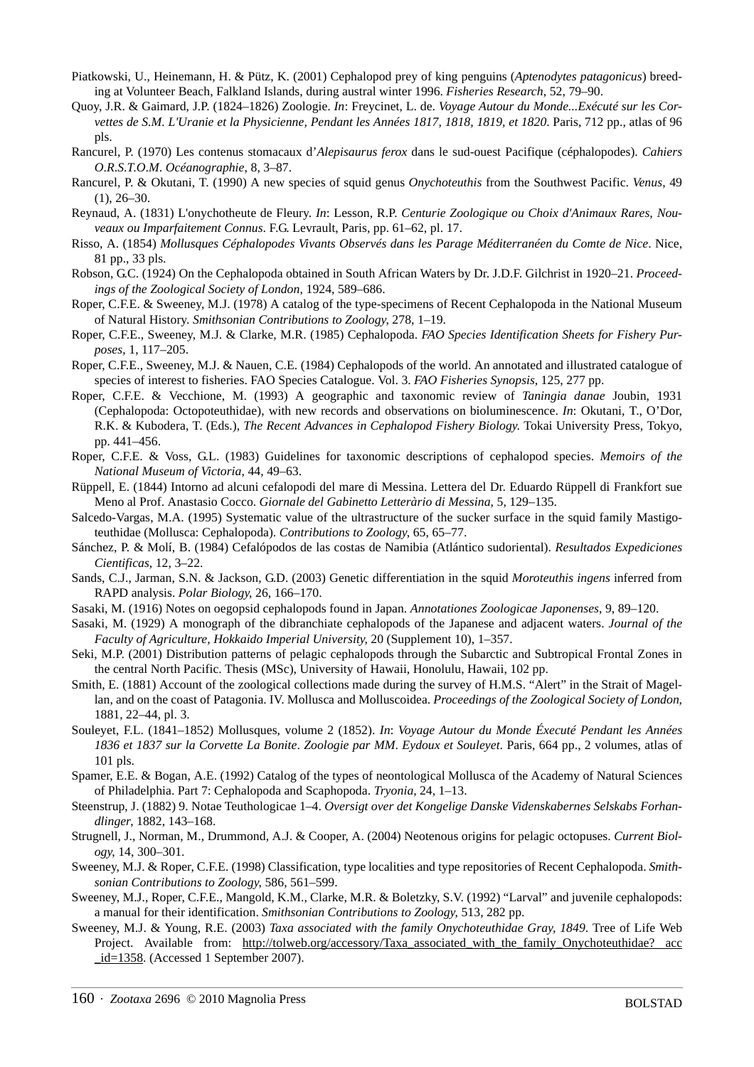Piatkowski, U., Heinemann, H. & Pütz, K. (2001) Cephalopod prey of king penguins (*Aptenodytes patagonicus*) breeding at Volunteer Beach, Falkland Islands, during austral winter 1996. *Fisheries Research*, 52, 79–90.

Quoy, J.R. & Gaimard, J.P. (1824–1826) Zoologie. *In*: Freycinet, L. de. *Voyage Autour du Monde...Exécuté sur les Corvettes de S.M. L'Uranie et la Physicienne, Pendant les Années 1817, 1818, 1819, et 1820*. Paris, 712 pp., atlas of 96 pls.

Rancurel, P. (1970) Les contenus stomacaux d'*Alepisaurus ferox* dans le sud-ouest Pacifique (céphalopodes). *Cahiers O.R.S.T.O.M. Océanographie*, 8, 3–87.

Rancurel, P. & Okutani, T. (1990) A new species of squid genus *Onychoteuthis* from the Southwest Pacific. *Venus*, 49 (1), 26–30.

Reynaud, A. (1831) L'onychotheute de Fleury. *In*: Lesson, R.P. *Centurie Zoologique ou Choix d'Animaux Rares, Nouveaux ou Imparfaitement Connus*. F.G. Levrault, Paris, pp. 61–62, pl. 17.

Risso, A. (1854) *Mollusques Céphalopodes Vivants Observés dans les Parage Méditerranéen du Comte de Nice*. Nice, 81 pp., 33 pls.

Robson, G.C. (1924) On the Cephalopoda obtained in South African Waters by Dr. J.D.F. Gilchrist in 1920–21. *Proceedings of the Zoological Society of London*, 1924, 589–686.

Roper, C.F.E. & Sweeney, M.J. (1978) A catalog of the type-specimens of Recent Cephalopoda in the National Museum of Natural History. *Smithsonian Contributions to Zoology*, 278, 1–19.

Roper, C.F.E., Sweeney, M.J. & Clarke, M.R. (1985) Cephalopoda. *FAO Species Identification Sheets for Fishery Purposes*, 1, 117–205.

Roper, C.F.E., Sweeney, M.J. & Nauen, C.E. (1984) Cephalopods of the world. An annotated and illustrated catalogue of species of interest to fisheries. FAO Species Catalogue. Vol. 3. *FAO Fisheries Synopsis*, 125, 277 pp.

Roper, C.F.E. & Vecchione, M. (1993) A geographic and taxonomic review of *Taningia danae* Joubin, 1931 (Cephalopoda: Octopoteuthidae), with new records and observations on bioluminescence. *In*: Okutani, T., O'Dor, R.K. & Kubodera, T. (Eds.), *The Recent Advances in Cephalopod Fishery Biology.* Tokai University Press, Tokyo, pp. 441–456.

Roper, C.F.E. & Voss, G.L. (1983) Guidelines for taxonomic descriptions of cephalopod species. *Memoirs of the National Museum of Victoria*, 44, 49–63.

Rüppell, E. (1844) Intorno ad alcuni cefalopodi del mare di Messina. Lettera del Dr. Eduardo Rüppell di Frankfort sue Meno al Prof. Anastasio Cocco. *Giornale del Gabinetto Letteràrio di Messina*, 5, 129–135.

Salcedo-Vargas, M.A. (1995) Systematic value of the ultrastructure of the sucker surface in the squid family Mastigoteuthidae (Mollusca: Cephalopoda). *Contributions to Zoology*, 65, 65–77.

Sánchez, P. & Molí, B. (1984) Cefalópodos de las costas de Namibia (Atlántico sudoriental). *Resultados Expediciones Cientificas*, 12, 3–22.

Sands, C.J., Jarman, S.N. & Jackson, G.D. (2003) Genetic differentiation in the squid *Moroteuthis ingens* inferred from RAPD analysis. *Polar Biology*, 26, 166–170.

Sasaki, M. (1916) Notes on oegopsid cephalopods found in Japan. *Annotationes Zoologicae Japonenses*, 9, 89–120.

Sasaki, M. (1929) A monograph of the dibranchiate cephalopods of the Japanese and adjacent waters. *Journal of the Faculty of Agriculture, Hokkaido Imperial University*, 20 (Supplement 10), 1–357.

Seki, M.P. (2001) Distribution patterns of pelagic cephalopods through the Subarctic and Subtropical Frontal Zones in the central North Pacific. Thesis (MSc), University of Hawaii, Honolulu, Hawaii, 102 pp.

Smith, E. (1881) Account of the zoological collections made during the survey of H.M.S. "Alert" in the Strait of Magellan, and on the coast of Patagonia. IV. Mollusca and Molluscoidea. *Proceedings of the Zoological Society of London*, 1881, 22–44, pl. 3.

Souleyet, F.L. (1841–1852) Mollusques, volume 2 (1852). *In*: *Voyage Autour du Monde Éxecuté Pendant les Années 1836 et 1837 sur la Corvette La Bonite*. *Zoologie par MM. Eydoux et Souleyet*. Paris, 664 pp., 2 volumes, atlas of 101 pls.

Spamer, E.E. & Bogan, A.E. (1992) Catalog of the types of neontological Mollusca of the Academy of Natural Sciences of Philadelphia. Part 7: Cephalopoda and Scaphopoda. *Tryonia*, 24, 1–13.

Steenstrup, J. (1882) 9. Notae Teuthologicae 1–4. *Oversigt over det Kongelige Danske Videnskabernes Selskabs Forhandlinger*, 1882, 143–168.

Strugnell, J., Norman, M., Drummond, A.J. & Cooper, A. (2004) Neotenous origins for pelagic octopuses. *Current Biology*, 14, 300–301.

Sweeney, M.J. & Roper, C.F.E. (1998) Classification, type localities and type repositories of Recent Cephalopoda. *Smithsonian Contributions to Zoology*, 586, 561–599.

Sweeney, M.J., Roper, C.F.E., Mangold, K.M., Clarke, M.R. & Boletzky, S.V. (1992) "Larval" and juvenile cephalopods: a manual for their identification. *Smithsonian Contributions to Zoology*, 513, 282 pp.

Sweeney, M.J. & Young, R.E. (2003) *Taxa associated with the family Onychoteuthidae Gray, 1849*. Tree of Life Web Project. Available from: http://tolweb.org/accessory/Taxa_associated_with_the_family_Onychoteuthidae?acc_id=1358. (Accessed 1 September 2007).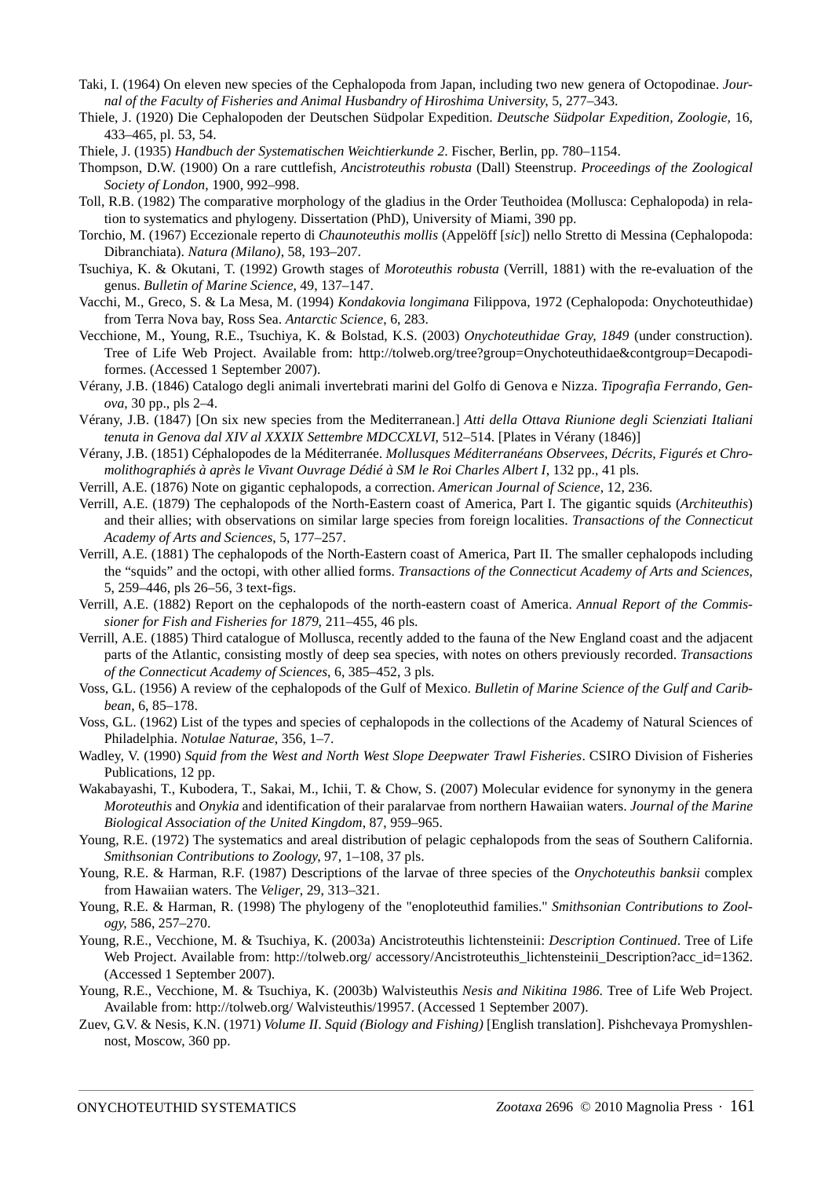Taki, I. (1964) On eleven new species of the Cephalopoda from Japan, including two new genera of Octopodinae. *Journal of the Faculty of Fisheries and Animal Husbandry of Hiroshima University*, 5, 277–343.

Thiele, J. (1920) Die Cephalopoden der Deutschen Südpolar Expedition. *Deutsche Südpolar Expedition, Zoologie*, 16, 433–465, pl. 53, 54.

Thiele, J. (1935) *Handbuch der Systematischen Weichtierkunde 2*. Fischer, Berlin, pp. 780–1154.

Thompson, D.W. (1900) On a rare cuttlefish, *Ancistroteuthis robusta* (Dall) Steenstrup. *Proceedings of the Zoological Society of London*, 1900, 992–998.

Toll, R.B. (1982) The comparative morphology of the gladius in the Order Teuthoidea (Mollusca: Cephalopoda) in relation to systematics and phylogeny. Dissertation (PhD), University of Miami, 390 pp.

Torchio, M. (1967) Eccezionale reperto di *Chaunoteuthis mollis* (Appelöff [*sic*]) nello Stretto di Messina (Cephalopoda: Dibranchiata). *Natura (Milano)*, 58, 193–207.

Tsuchiya, K. & Okutani, T. (1992) Growth stages of *Moroteuthis robusta* (Verrill, 1881) with the re-evaluation of the genus. *Bulletin of Marine Science*, 49, 137–147.

Vacchi, M., Greco, S. & La Mesa, M. (1994) *Kondakovia longimana* Filippova, 1972 (Cephalopoda: Onychoteuthidae) from Terra Nova bay, Ross Sea. *Antarctic Science*, 6, 283.

Vecchione, M., Young, R.E., Tsuchiya, K. & Bolstad, K.S. (2003) *Onychoteuthidae Gray, 1849* (under construction). Tree of Life Web Project. Available from: http://tolweb.org/tree?group=Onychoteuthidae&contgroup=Decapodiformes. (Accessed 1 September 2007).

Vérany, J.B. (1846) Catalogo degli animali invertebrati marini del Golfo di Genova e Nizza. *Tipografia Ferrando, Genova*, 30 pp., pls 2–4.

Vérany, J.B. (1847) [On six new species from the Mediterranean.] *Atti della Ottava Riunione degli Scienziati Italiani tenuta in Genova dal XIV al XXXIX Settembre MDCCXLVI*, 512–514. [Plates in Vérany (1846)]

Vérany, J.B. (1851) Céphalopodes de la Méditerranée. *Mollusques Méditerranéans Observees, Décrits, Figurés et Chromolithographiés à après le Vivant Ouvrage Dédié à SM le Roi Charles Albert I*, 132 pp., 41 pls.

Verrill, A.E. (1876) Note on gigantic cephalopods, a correction. *American Journal of Science*, 12, 236.

Verrill, A.E. (1879) The cephalopods of the North-Eastern coast of America, Part I. The gigantic squids (*Architeuthis*) and their allies; with observations on similar large species from foreign localities. *Transactions of the Connecticut Academy of Arts and Sciences*, 5, 177–257.

Verrill, A.E. (1881) The cephalopods of the North-Eastern coast of America, Part II. The smaller cephalopods including the "squids" and the octopi, with other allied forms. *Transactions of the Connecticut Academy of Arts and Sciences*, 5, 259–446, pls 26–56, 3 text-figs.

Verrill, A.E. (1882) Report on the cephalopods of the north-eastern coast of America. *Annual Report of the Commissioner for Fish and Fisheries for 1879*, 211–455, 46 pls.

Verrill, A.E. (1885) Third catalogue of Mollusca, recently added to the fauna of the New England coast and the adjacent parts of the Atlantic, consisting mostly of deep sea species, with notes on others previously recorded. *Transactions of the Connecticut Academy of Sciences*, 6, 385–452, 3 pls.

Voss, G.L. (1956) A review of the cephalopods of the Gulf of Mexico. *Bulletin of Marine Science of the Gulf and Caribbean*, 6, 85–178.

Voss, G.L. (1962) List of the types and species of cephalopods in the collections of the Academy of Natural Sciences of Philadelphia. *Notulae Naturae*, 356, 1–7.

Wadley, V. (1990) *Squid from the West and North West Slope Deepwater Trawl Fisheries*. CSIRO Division of Fisheries Publications, 12 pp.

Wakabayashi, T., Kubodera, T., Sakai, M., Ichii, T. & Chow, S. (2007) Molecular evidence for synonymy in the genera *Moroteuthis* and *Onykia* and identification of their paralarvae from northern Hawaiian waters. *Journal of the Marine Biological Association of the United Kingdom*, 87, 959–965.

Young, R.E. (1972) The systematics and areal distribution of pelagic cephalopods from the seas of Southern California. *Smithsonian Contributions to Zoology*, 97, 1–108, 37 pls.

Young, R.E. & Harman, R.F. (1987) Descriptions of the larvae of three species of the *Onychoteuthis banksii* complex from Hawaiian waters. The *Veliger*, 29, 313–321.

Young, R.E. & Harman, R. (1998) The phylogeny of the "enoploteuthid families." *Smithsonian Contributions to Zoology*, 586, 257–270.

Young, R.E., Vecchione, M. & Tsuchiya, K. (2003a) Ancistroteuthis lichtensteinii: *Description Continued*. Tree of Life Web Project. Available from: http://tolweb.org/ accessory/Ancistroteuthis_lichtensteinii_Description?acc_id=1362. (Accessed 1 September 2007).

Young, R.E., Vecchione, M. & Tsuchiya, K. (2003b) Walvisteuthis *Nesis and Nikitina 1986*. Tree of Life Web Project. Available from: http://tolweb.org/ Walvisteuthis/19957. (Accessed 1 September 2007).

Zuev, G.V. & Nesis, K.N. (1971) *Volume II. Squid (Biology and Fishing)* [English translation]. Pishchevaya Promyshlennost, Moscow, 360 pp.